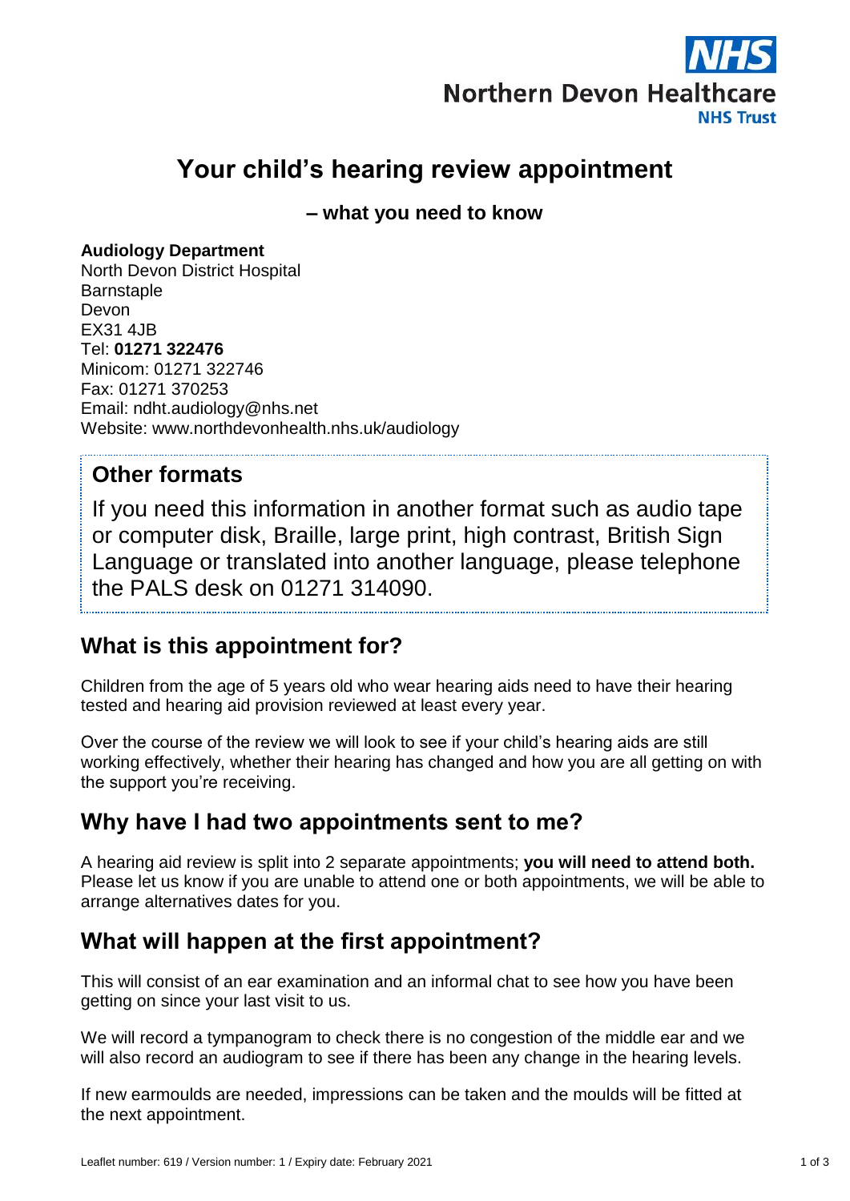# Your child's hearing review appointment

**– what you need to know**

**Audiology Department**
North Devon District Hospital
Barnstaple
Devon
EX31 4JB
Tel: **01271 322476**
Minicom: 01271 322746
Fax: 01271 370253
Email: ndht.audiology@nhs.net
Website: www.northdevonhealth.nhs.uk/audiology

## Other formats

If you need this information in another format such as audio tape or computer disk, Braille, large print, high contrast, British Sign Language or translated into another language, please telephone the PALS desk on 01271 314090.

## What is this appointment for?

Children from the age of 5 years old who wear hearing aids need to have their hearing tested and hearing aid provision reviewed at least every year.

Over the course of the review we will look to see if your child's hearing aids are still working effectively, whether their hearing has changed and how you are all getting on with the support you're receiving.

## Why have I had two appointments sent to me?

A hearing aid review is split into 2 separate appointments; **you will need to attend both.** Please let us know if you are unable to attend one or both appointments, we will be able to arrange alternatives dates for you.

## What will happen at the first appointment?

This will consist of an ear examination and an informal chat to see how you have been getting on since your last visit to us.

We will record a tympanogram to check there is no congestion of the middle ear and we will also record an audiogram to see if there has been any change in the hearing levels.

If new earmoulds are needed, impressions can be taken and the moulds will be fitted at the next appointment.

Leaflet number: 619 / Version number: 1 / Expiry date: February 2021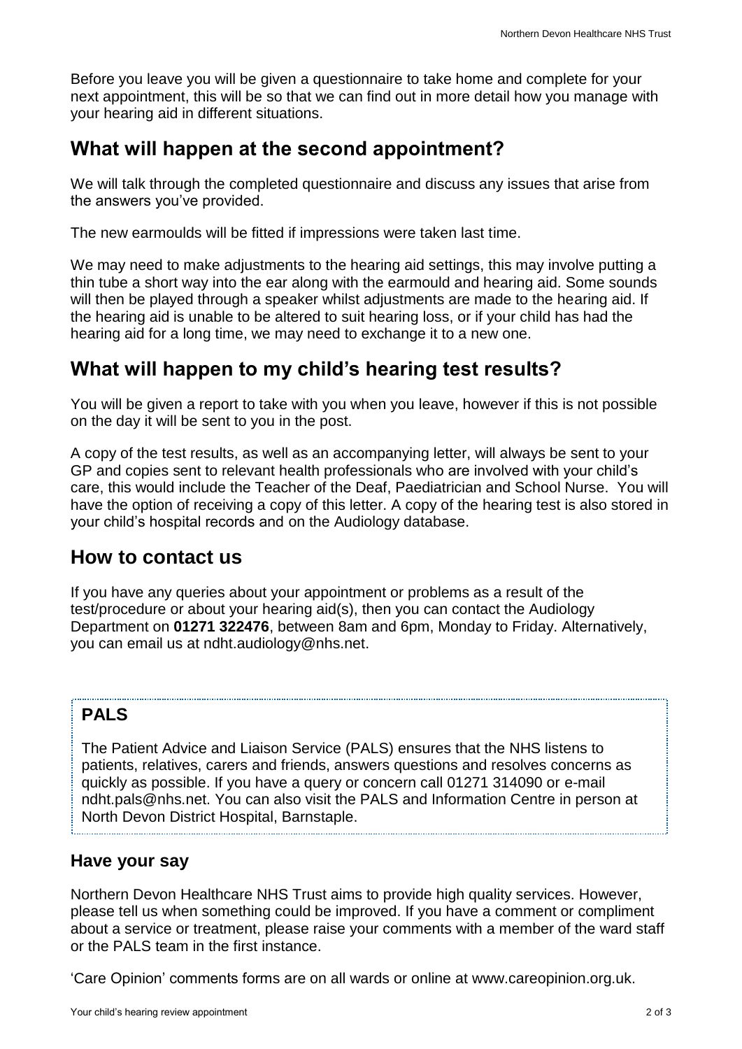Before you leave you will be given a questionnaire to take home and complete for your next appointment, this will be so that we can find out in more detail how you manage with your hearing aid in different situations.

## What will happen at the second appointment?

We will talk through the completed questionnaire and discuss any issues that arise from the answers you've provided.

The new earmoulds will be fitted if impressions were taken last time.

We may need to make adjustments to the hearing aid settings, this may involve putting a thin tube a short way into the ear along with the earmould and hearing aid. Some sounds will then be played through a speaker whilst adjustments are made to the hearing aid. If the hearing aid is unable to be altered to suit hearing loss, or if your child has had the hearing aid for a long time, we may need to exchange it to a new one.

## What will happen to my child's hearing test results?

You will be given a report to take with you when you leave, however if this is not possible on the day it will be sent to you in the post.

A copy of the test results, as well as an accompanying letter, will always be sent to your GP and copies sent to relevant health professionals who are involved with your child's care, this would include the Teacher of the Deaf, Paediatrician and School Nurse. You will have the option of receiving a copy of this letter. A copy of the hearing test is also stored in your child's hospital records and on the Audiology database.

## How to contact us

If you have any queries about your appointment or problems as a result of the test/procedure or about your hearing aid(s), then you can contact the Audiology Department on **01271 322476**, between 8am and 6pm, Monday to Friday. Alternatively, you can email us at ndht.audiology@nhs.net.

### PALS

The Patient Advice and Liaison Service (PALS) ensures that the NHS listens to patients, relatives, carers and friends, answers questions and resolves concerns as quickly as possible. If you have a query or concern call 01271 314090 or e-mail ndht.pals@nhs.net. You can also visit the PALS and Information Centre in person at North Devon District Hospital, Barnstaple.

### Have your say

Northern Devon Healthcare NHS Trust aims to provide high quality services. However, please tell us when something could be improved. If you have a comment or compliment about a service or treatment, please raise your comments with a member of the ward staff or the PALS team in the first instance.

'Care Opinion' comments forms are on all wards or online at www.careopinion.org.uk.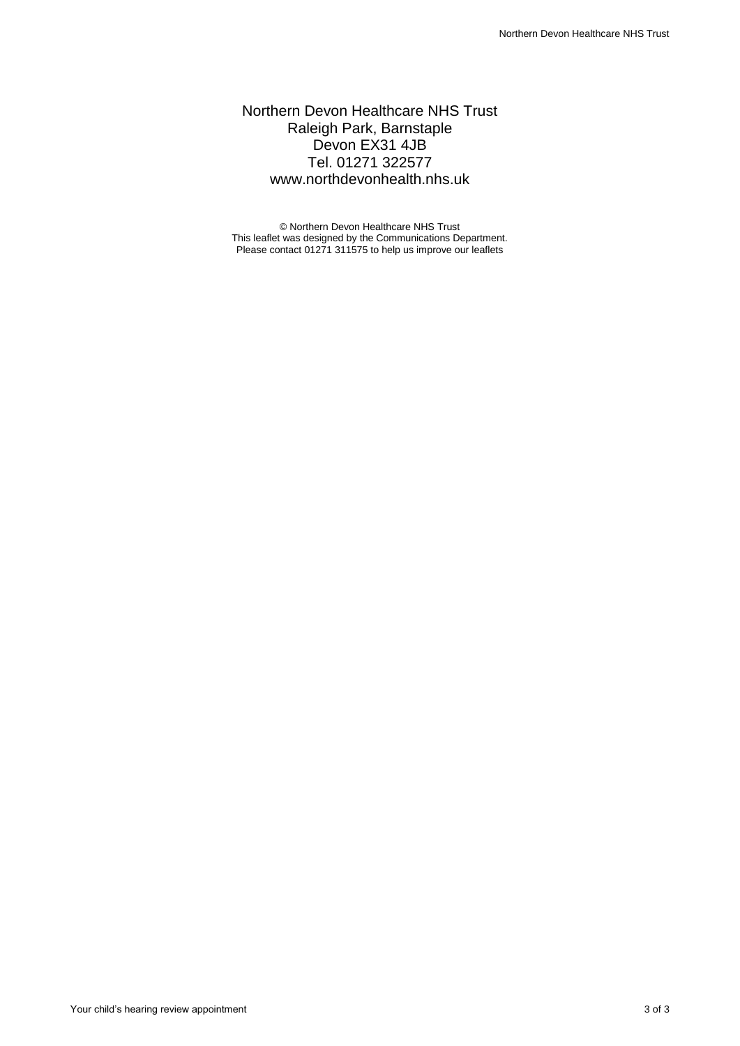Northern Devon Healthcare NHS Trust
Raleigh Park, Barnstaple
Devon EX31 4JB
Tel. 01271 322577
www.northdevonhealth.nhs.uk

© Northern Devon Healthcare NHS Trust
This leaflet was designed by the Communications Department.
Please contact 01271 311575 to help us improve our leaflets